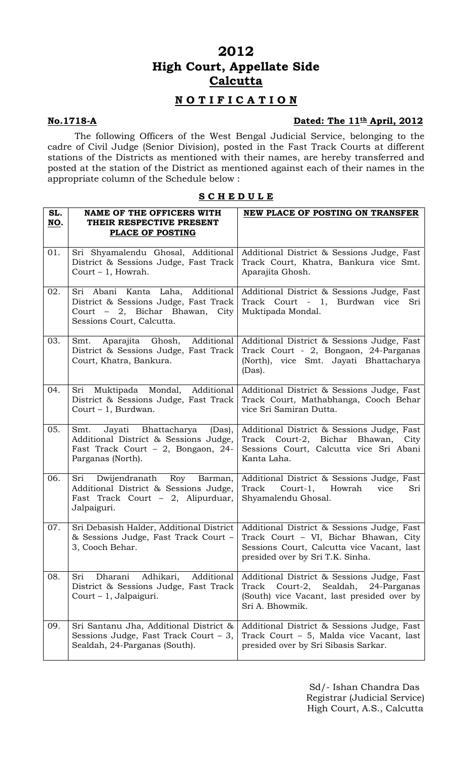# 2012
# High Court, Appellate Side
# Calcutta

## NOTIFICATION

**No.1718-A** **Dated: The 11th April, 2012**

The following Officers of the West Bengal Judicial Service, belonging to the cadre of Civil Judge (Senior Division), posted in the Fast Track Courts at different stations of the Districts as mentioned with their names, are hereby transferred and posted at the station of the District as mentioned against each of their names in the appropriate column of the Schedule below :

**SCHEDULE**

| SL. NO. | NAME OF THE OFFICERS WITH THEIR RESPECTIVE PRESENT PLACE OF POSTING | NEW PLACE OF POSTING ON TRANSFER |
|---|---|---|
| 01. | Sri Shyamalendu Ghosal, Additional District & Sessions Judge, Fast Track Court – 1, Howrah. | Additional District & Sessions Judge, Fast Track Court, Khatra, Bankura vice Smt. Aparajita Ghosh. |
| 02. | Sri Abani Kanta Laha, Additional District & Sessions Judge, Fast Track Court – 2, Bichar Bhawan, City Sessions Court, Calcutta. | Additional District & Sessions Judge, Fast Track Court - 1, Burdwan vice Sri Muktipada Mondal. |
| 03. | Smt. Aparajita Ghosh, Additional District & Sessions Judge, Fast Track Court, Khatra, Bankura. | Additional District & Sessions Judge, Fast Track Court - 2, Bongaon, 24-Parganas (North), vice Smt. Jayati Bhattacharya (Das). |
| 04. | Sri Muktipada Mondal, Additional District & Sessions Judge, Fast Track Court – 1, Burdwan. | Additional District & Sessions Judge, Fast Track Court, Mathabhanga, Cooch Behar vice Sri Samiran Dutta. |
| 05. | Smt. Jayati Bhattacharya (Das), Additional District & Sessions Judge, Fast Track Court – 2, Bongaon, 24-Parganas (North). | Additional District & Sessions Judge, Fast Track Court-2, Bichar Bhawan, City Sessions Court, Calcutta vice Sri Abani Kanta Laha. |
| 06. | Sri Dwijendranath Roy Barman, Additional District & Sessions Judge, Fast Track Court – 2, Alipurduar, Jalpaiguri. | Additional District & Sessions Judge, Fast Track Court-1, Howrah vice Sri Shyamalendu Ghosal. |
| 07. | Sri Debasish Halder, Additional District & Sessions Judge, Fast Track Court – 3, Cooch Behar. | Additional District & Sessions Judge, Fast Track Court – VI, Bichar Bhawan, City Sessions Court, Calcutta vice Vacant, last presided over by Sri T.K. Sinha. |
| 08. | Sri Dharani Adhikari, Additional District & Sessions Judge, Fast Track Court – 1, Jalpaiguri. | Additional District & Sessions Judge, Fast Track Court-2, Sealdah, 24-Parganas (South) vice Vacant, last presided over by Sri A. Bhowmik. |
| 09. | Sri Santanu Jha, Additional District & Sessions Judge, Fast Track Court – 3, Sealdah, 24-Parganas (South). | Additional District & Sessions Judge, Fast Track Court – 5, Malda vice Vacant, last presided over by Sri Sibasis Sarkar. |

Sd/- Ishan Chandra Das
Registrar (Judicial Service)
High Court, A.S., Calcutta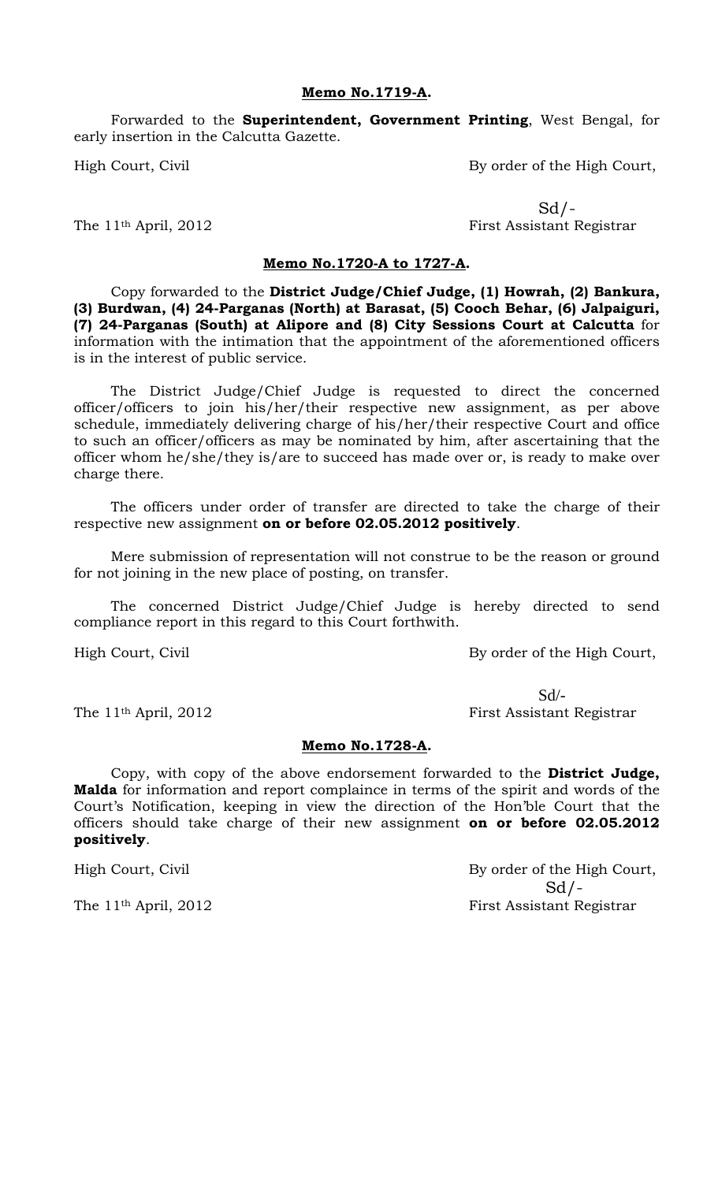**<u>Memo No.1719-A.</u>**

Forwarded to the **Superintendent, Government Printing**, West Bengal, for early insertion in the Calcutta Gazette.

High Court, Civil

By order of the High Court,

Sd/-

The 11th April, 2012

First Assistant Registrar

**<u>Memo No.1720-A to 1727-A.</u>**

Copy forwarded to the **District Judge/Chief Judge, (1) Howrah, (2) Bankura, (3) Burdwan, (4) 24-Parganas (North) at Barasat, (5) Cooch Behar, (6) Jalpaiguri, (7) 24-Parganas (South) at Alipore and (8) City Sessions Court at Calcutta** for information with the intimation that the appointment of the aforementioned officers is in the interest of public service.

The District Judge/Chief Judge is requested to direct the concerned officer/officers to join his/her/their respective new assignment, as per above schedule, immediately delivering charge of his/her/their respective Court and office to such an officer/officers as may be nominated by him, after ascertaining that the officer whom he/she/they is/are to succeed has made over or, is ready to make over charge there.

The officers under order of transfer are directed to take the charge of their respective new assignment **on or before 02.05.2012 positively**.

Mere submission of representation will not construe to be the reason or ground for not joining in the new place of posting, on transfer.

The concerned District Judge/Chief Judge is hereby directed to send compliance report in this regard to this Court forthwith.

High Court, Civil

By order of the High Court,

Sd/-

The 11th April, 2012

First Assistant Registrar

**<u>Memo No.1728-A.</u>**

Copy, with copy of the above endorsement forwarded to the **District Judge, Malda** for information and report complaince in terms of the spirit and words of the Court's Notification, keeping in view the direction of the Hon'ble Court that the officers should take charge of their new assignment **on or before 02.05.2012 positively**.

High Court, Civil

By order of the High Court,

Sd/-

The 11th April, 2012

First Assistant Registrar